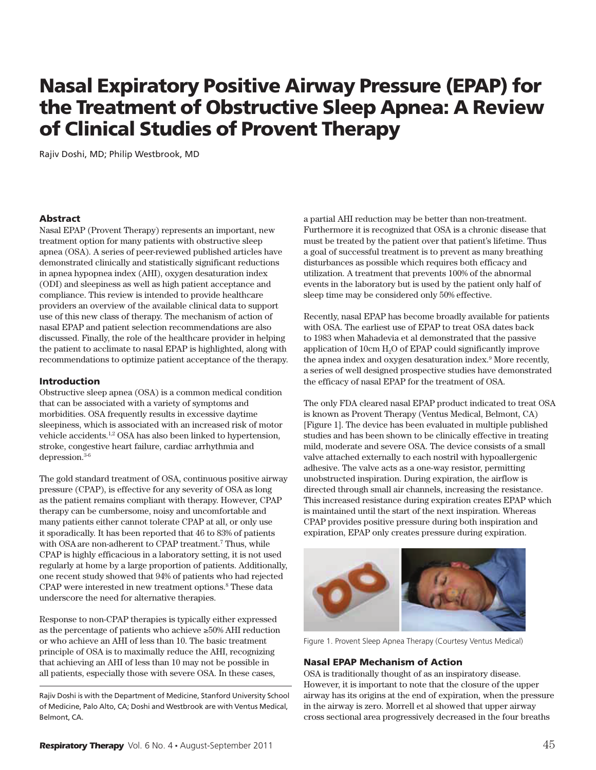# Nasal Expiratory Positive Airway Pressure (EPAP) for the Treatment of Obstructive Sleep Apnea: A Review of Clinical Studies of Provent Therapy

Rajiv Doshi, MD; Philip Westbrook, MD

## Abstract

Nasal EPAP (Provent Therapy) represents an important, new treatment option for many patients with obstructive sleep apnea (OSA). A series of peer-reviewed published articles have demonstrated clinically and statistically significant reductions in apnea hypopnea index (AHI), oxygen desaturation index (ODI) and sleepiness as well as high patient acceptance and compliance. This review is intended to provide healthcare providers an overview of the available clinical data to support use of this new class of therapy. The mechanism of action of nasal EPAP and patient selection recommendations are also discussed. Finally, the role of the healthcare provider in helping the patient to acclimate to nasal EPAP is highlighted, along with recommendations to optimize patient acceptance of the therapy.

## Introduction

Obstructive sleep apnea (OSA) is a common medical condition that can be associated with a variety of symptoms and morbidities. OSA frequently results in excessive daytime sleepiness, which is associated with an increased risk of motor vehicle accidents.[1,2] OSA has also been linked to hypertension, stroke, congestive heart failure, cardiac arrhythmia and depression.[3-6]

The gold standard treatment of OSA, continuous positive airway pressure (CPAP), is effective for any severity of OSA as long as the patient remains compliant with therapy. However, CPAP therapy can be cumbersome, noisy and uncomfortable and many patients either cannot tolerate CPAP at all, or only use it sporadically. It has been reported that 46 to 83% of patients with OSA are non-adherent to CPAP treatment.[7] Thus, while CPAP is highly efficacious in a laboratory setting, it is not used regularly at home by a large proportion of patients. Additionally, one recent study showed that 94% of patients who had rejected CPAP were interested in new treatment options.[8] These data underscore the need for alternative therapies.

Response to non-CPAP therapies is typically either expressed as the percentage of patients who achieve ≥50% AHI reduction or who achieve an AHI of less than 10. The basic treatment principle of OSA is to maximally reduce the AHI, recognizing that achieving an AHI of less than 10 may not be possible in all patients, especially those with severe OSA. In these cases, a partial AHI reduction may be better than non-treatment. Furthermore it is recognized that OSA is a chronic disease that must be treated by the patient over that patient's lifetime. Thus a goal of successful treatment is to prevent as many breathing disturbances as possible which requires both efficacy and utilization. A treatment that prevents 100% of the abnormal events in the laboratory but is used by the patient only half of sleep time may be considered only 50% effective.

Recently, nasal EPAP has become broadly available for patients with OSA. The earliest use of EPAP to treat OSA dates back to 1983 when Mahadevia et al demonstrated that the passive application of 10cm $H_2O$ of EPAP could significantly improve the apnea index and oxygen desaturation index.[9] More recently, a series of well designed prospective studies have demonstrated the efficacy of nasal EPAP for the treatment of OSA.

The only FDA cleared nasal EPAP product indicated to treat OSA is known as Provent Therapy (Ventus Medical, Belmont, CA) [Figure 1]. The device has been evaluated in multiple published studies and has been shown to be clinically effective in treating mild, moderate and severe OSA. The device consists of a small valve attached externally to each nostril with hypoallergenic adhesive. The valve acts as a one-way resistor, permitting unobstructed inspiration. During expiration, the airflow is directed through small air channels, increasing the resistance. This increased resistance during expiration creates EPAP which is maintained until the start of the next inspiration. Whereas CPAP provides positive pressure during both inspiration and expiration, EPAP only creates pressure during expiration.

Figure 1. Provent Sleep Apnea Therapy (Courtesy Ventus Medical)

## Nasal EPAP Mechanism of Action

OSA is traditionally thought of as an inspiratory disease. However, it is important to note that the closure of the upper airway has its origins at the end of expiration, when the pressure in the airway is zero. Morrell et al showed that upper airway cross sectional area progressively decreased in the four breaths

Rajiv Doshi is with the Department of Medicine, Stanford University School of Medicine, Palo Alto, CA; Doshi and Westbrook are with Ventus Medical, Belmont, CA.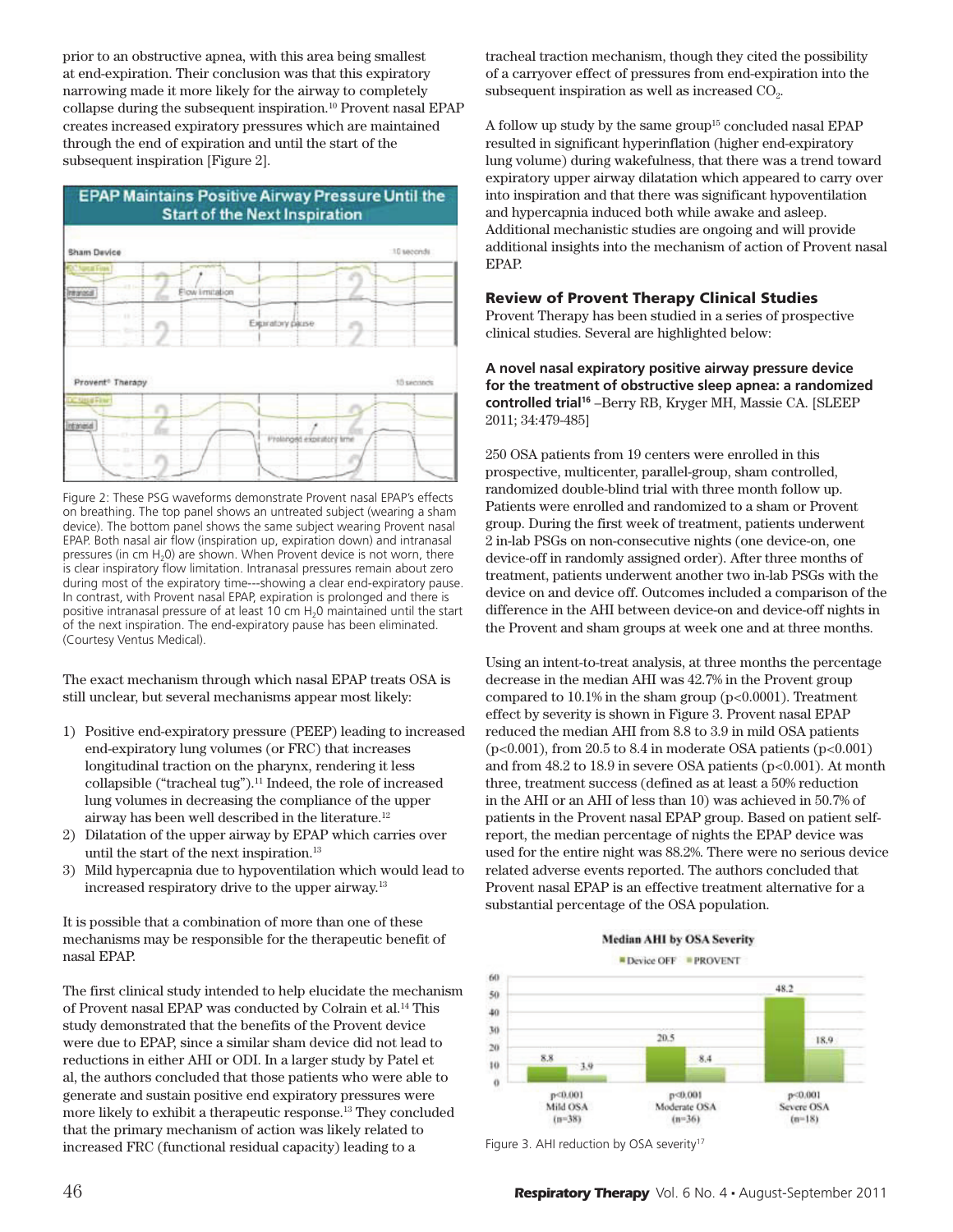prior to an obstructive apnea, with this area being smallest at end-expiration. Their conclusion was that this expiratory narrowing made it more likely for the airway to completely collapse during the subsequent inspiration.[10] Provent nasal EPAP creates increased expiratory pressures which are maintained through the end of expiration and until the start of the subsequent inspiration [Figure 2].

**EPAP Maintains Positive Airway Pressure Until the Start of the Next Inspiration**

Figure 2: These PSG waveforms demonstrate Provent nasal EPAP's effects on breathing. The top panel shows an untreated subject (wearing a sham device). The bottom panel shows the same subject wearing Provent nasal EPAP. Both nasal air flow (inspiration up, expiration down) and intranasal pressures (in cm $H_2O$) are shown. When Provent device is not worn, there is clear inspiratory flow limitation. Intranasal pressures remain about zero during most of the expiratory time---showing a clear end-expiratory pause. In contrast, with Provent nasal EPAP, expiration is prolonged and there is positive intranasal pressure of at least 10 cm $H_2O$ maintained until the start of the next inspiration. The end-expiratory pause has been eliminated. (Courtesy Ventus Medical).

The exact mechanism through which nasal EPAP treats OSA is still unclear, but several mechanisms appear most likely:

1) Positive end-expiratory pressure (PEEP) leading to increased end-expiratory lung volumes (or FRC) that increases longitudinal traction on the pharynx, rendering it less collapsible ("tracheal tug").[11] Indeed, the role of increased lung volumes in decreasing the compliance of the upper airway has been well described in the literature.[12]
2) Dilatation of the upper airway by EPAP which carries over until the start of the next inspiration.[13]
3) Mild hypercapnia due to hypoventilation which would lead to increased respiratory drive to the upper airway.[13]

It is possible that a combination of more than one of these mechanisms may be responsible for the therapeutic benefit of nasal EPAP.

The first clinical study intended to help elucidate the mechanism of Provent nasal EPAP was conducted by Colrain et al.[14] This study demonstrated that the benefits of the Provent device were due to EPAP, since a similar sham device did not lead to reductions in either AHI or ODI. In a larger study by Patel et al, the authors concluded that those patients who were able to generate and sustain positive end expiratory pressures were more likely to exhibit a therapeutic response.[13] They concluded that the primary mechanism of action was likely related to increased FRC (functional residual capacity) leading to a tracheal traction mechanism, though they cited the possibility of a carryover effect of pressures from end-expiration into the subsequent inspiration as well as increased $CO_2$.

A follow up study by the same group[15] concluded nasal EPAP resulted in significant hyperinflation (higher end-expiratory lung volume) during wakefulness, that there was a trend toward expiratory upper airway dilatation which appeared to carry over into inspiration and that there was significant hypoventilation and hypercapnia induced both while awake and asleep. Additional mechanistic studies are ongoing and will provide additional insights into the mechanism of action of Provent nasal EPAP.

## Review of Provent Therapy Clinical Studies

Provent Therapy has been studied in a series of prospective clinical studies. Several are highlighted below:

**A novel nasal expiratory positive airway pressure device for the treatment of obstructive sleep apnea: a randomized controlled trial[16]** –Berry RB, Kryger MH, Massie CA. [SLEEP 2011; 34:479-485]

250 OSA patients from 19 centers were enrolled in this prospective, multicenter, parallel-group, sham controlled, randomized double-blind trial with three month follow up. Patients were enrolled and randomized to a sham or Provent group. During the first week of treatment, patients underwent 2 in-lab PSGs on non-consecutive nights (one device-on, one device-off in randomly assigned order). After three months of treatment, patients underwent another two in-lab PSGs with the device on and device off. Outcomes included a comparison of the difference in the AHI between device-on and device-off nights in the Provent and sham groups at week one and at three months.

Using an intent-to-treat analysis, at three months the percentage decrease in the median AHI was 42.7% in the Provent group compared to 10.1% in the sham group ($p<0.0001$). Treatment effect by severity is shown in Figure 3. Provent nasal EPAP reduced the median AHI from 8.8 to 3.9 in mild OSA patients ($p<0.001$), from 20.5 to 8.4 in moderate OSA patients ($p<0.001$) and from 48.2 to 18.9 in severe OSA patients ($p<0.001$). At month three, treatment success (defined as at least a 50% reduction in the AHI or an AHI of less than 10) was achieved in 50.7% of patients in the Provent nasal EPAP group. Based on patient self-report, the median percentage of nights the EPAP device was used for the entire night was 88.2%. There were no serious device related adverse events reported. The authors concluded that Provent nasal EPAP is an effective treatment alternative for a substantial percentage of the OSA population.

**Median AHI by OSA Severity**

| | Device OFF | PROVENT | p |
|---|---|---|---|
| Mild OSA (n=38) | 8.8 | 3.9 | p<0.001 |
| Moderate OSA (n=36) | 20.5 | 8.4 | p<0.001 |
| Severe OSA (n=18) | 48.2 | 18.9 | p<0.001 |

Figure 3. AHI reduction by OSA severity[17]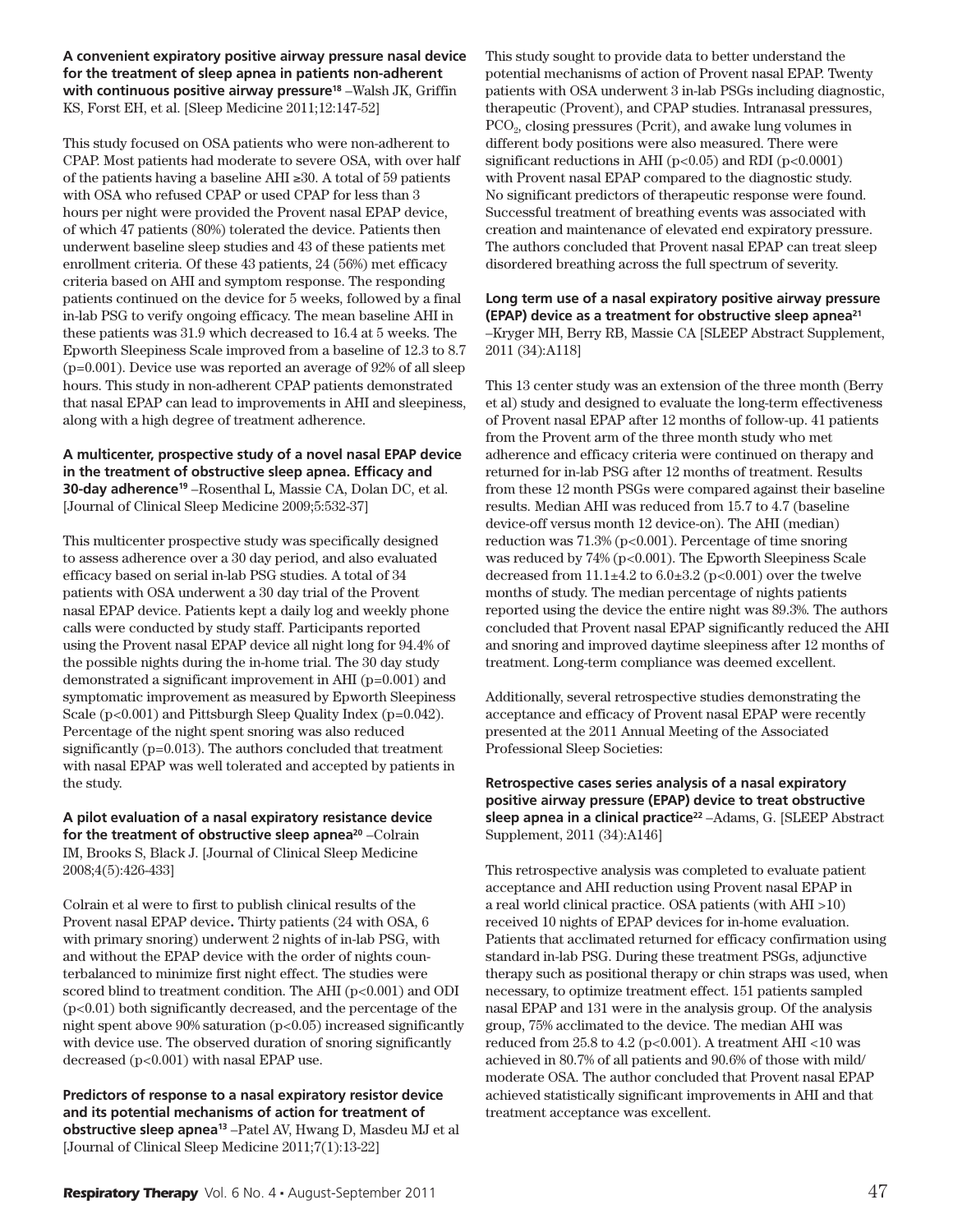**A convenient expiratory positive airway pressure nasal device for the treatment of sleep apnea in patients non-adherent with continuous positive airway pressure[18]** –Walsh JK, Griffin KS, Forst EH, et al. [Sleep Medicine 2011;12:147-52]

This study focused on OSA patients who were non-adherent to CPAP. Most patients had moderate to severe OSA, with over half of the patients having a baseline AHI ≥30. A total of 59 patients with OSA who refused CPAP or used CPAP for less than 3 hours per night were provided the Provent nasal EPAP device, of which 47 patients (80%) tolerated the device. Patients then underwent baseline sleep studies and 43 of these patients met enrollment criteria. Of these 43 patients, 24 (56%) met efficacy criteria based on AHI and symptom response. The responding patients continued on the device for 5 weeks, followed by a final in-lab PSG to verify ongoing efficacy. The mean baseline AHI in these patients was 31.9 which decreased to 16.4 at 5 weeks. The Epworth Sleepiness Scale improved from a baseline of 12.3 to 8.7 ($p=0.001$). Device use was reported an average of 92% of all sleep hours. This study in non-adherent CPAP patients demonstrated that nasal EPAP can lead to improvements in AHI and sleepiness, along with a high degree of treatment adherence.

**A multicenter, prospective study of a novel nasal EPAP device in the treatment of obstructive sleep apnea. Efficacy and 30-day adherence[19]** –Rosenthal L, Massie CA, Dolan DC, et al. [Journal of Clinical Sleep Medicine 2009;5:532-37]

This multicenter prospective study was specifically designed to assess adherence over a 30 day period, and also evaluated efficacy based on serial in-lab PSG studies. A total of 34 patients with OSA underwent a 30 day trial of the Provent nasal EPAP device. Patients kept a daily log and weekly phone calls were conducted by study staff. Participants reported using the Provent nasal EPAP device all night long for 94.4% of the possible nights during the in-home trial. The 30 day study demonstrated a significant improvement in AHI ($p=0.001$) and symptomatic improvement as measured by Epworth Sleepiness Scale ($p<0.001$) and Pittsburgh Sleep Quality Index ($p=0.042$). Percentage of the night spent snoring was also reduced significantly ($p=0.013$). The authors concluded that treatment with nasal EPAP was well tolerated and accepted by patients in the study.

**A pilot evaluation of a nasal expiratory resistance device for the treatment of obstructive sleep apnea[20]** –Colrain IM, Brooks S, Black J. [Journal of Clinical Sleep Medicine 2008;4(5):426-433]

Colrain et al were to first to publish clinical results of the Provent nasal EPAP device**.** Thirty patients (24 with OSA, 6 with primary snoring) underwent 2 nights of in-lab PSG, with and without the EPAP device with the order of nights counterbalanced to minimize first night effect. The studies were scored blind to treatment condition. The AHI ($p<0.001$) and ODI ($p<0.01$) both significantly decreased, and the percentage of the night spent above 90% saturation ($p<0.05$) increased significantly with device use. The observed duration of snoring significantly decreased ($p<0.001$) with nasal EPAP use.

**Predictors of response to a nasal expiratory resistor device and its potential mechanisms of action for treatment of obstructive sleep apnea[13]** –Patel AV, Hwang D, Masdeu MJ et al [Journal of Clinical Sleep Medicine 2011;7(1):13-22]

This study sought to provide data to better understand the potential mechanisms of action of Provent nasal EPAP. Twenty patients with OSA underwent 3 in-lab PSGs including diagnostic, therapeutic (Provent), and CPAP studies. Intranasal pressures, $PCO_2$, closing pressures (Pcrit), and awake lung volumes in different body positions were also measured. There were significant reductions in AHI ($p<0.05$) and RDI ($p<0.0001$) with Provent nasal EPAP compared to the diagnostic study. No significant predictors of therapeutic response were found. Successful treatment of breathing events was associated with creation and maintenance of elevated end expiratory pressure. The authors concluded that Provent nasal EPAP can treat sleep disordered breathing across the full spectrum of severity.

**Long term use of a nasal expiratory positive airway pressure (EPAP) device as a treatment for obstructive sleep apnea[21]** –Kryger MH, Berry RB, Massie CA [SLEEP Abstract Supplement, 2011 (34):A118]

This 13 center study was an extension of the three month (Berry et al) study and designed to evaluate the long-term effectiveness of Provent nasal EPAP after 12 months of follow-up. 41 patients from the Provent arm of the three month study who met adherence and efficacy criteria were continued on therapy and returned for in-lab PSG after 12 months of treatment. Results from these 12 month PSGs were compared against their baseline results. Median AHI was reduced from 15.7 to 4.7 (baseline device-off versus month 12 device-on). The AHI (median) reduction was 71.3% ($p<0.001$). Percentage of time snoring was reduced by 74% ($p<0.001$). The Epworth Sleepiness Scale decreased from $11.1\pm4.2$ to $6.0\pm3.2$ ($p<0.001$) over the twelve months of study. The median percentage of nights patients reported using the device the entire night was 89.3%. The authors concluded that Provent nasal EPAP significantly reduced the AHI and snoring and improved daytime sleepiness after 12 months of treatment. Long-term compliance was deemed excellent.

Additionally, several retrospective studies demonstrating the acceptance and efficacy of Provent nasal EPAP were recently presented at the 2011 Annual Meeting of the Associated Professional Sleep Societies:

**Retrospective cases series analysis of a nasal expiratory positive airway pressure (EPAP) device to treat obstructive sleep apnea in a clinical practice[22]** –Adams, G. [SLEEP Abstract Supplement, 2011 (34):A146]

This retrospective analysis was completed to evaluate patient acceptance and AHI reduction using Provent nasal EPAP in a real world clinical practice. OSA patients (with AHI >10) received 10 nights of EPAP devices for in-home evaluation. Patients that acclimated returned for efficacy confirmation using standard in-lab PSG. During these treatment PSGs, adjunctive therapy such as positional therapy or chin straps was used, when necessary, to optimize treatment effect. 151 patients sampled nasal EPAP and 131 were in the analysis group. Of the analysis group, 75% acclimated to the device. The median AHI was reduced from 25.8 to 4.2 ($p<0.001$). A treatment AHI <10 was achieved in 80.7% of all patients and 90.6% of those with mild/moderate OSA. The author concluded that Provent nasal EPAP achieved statistically significant improvements in AHI and that treatment acceptance was excellent.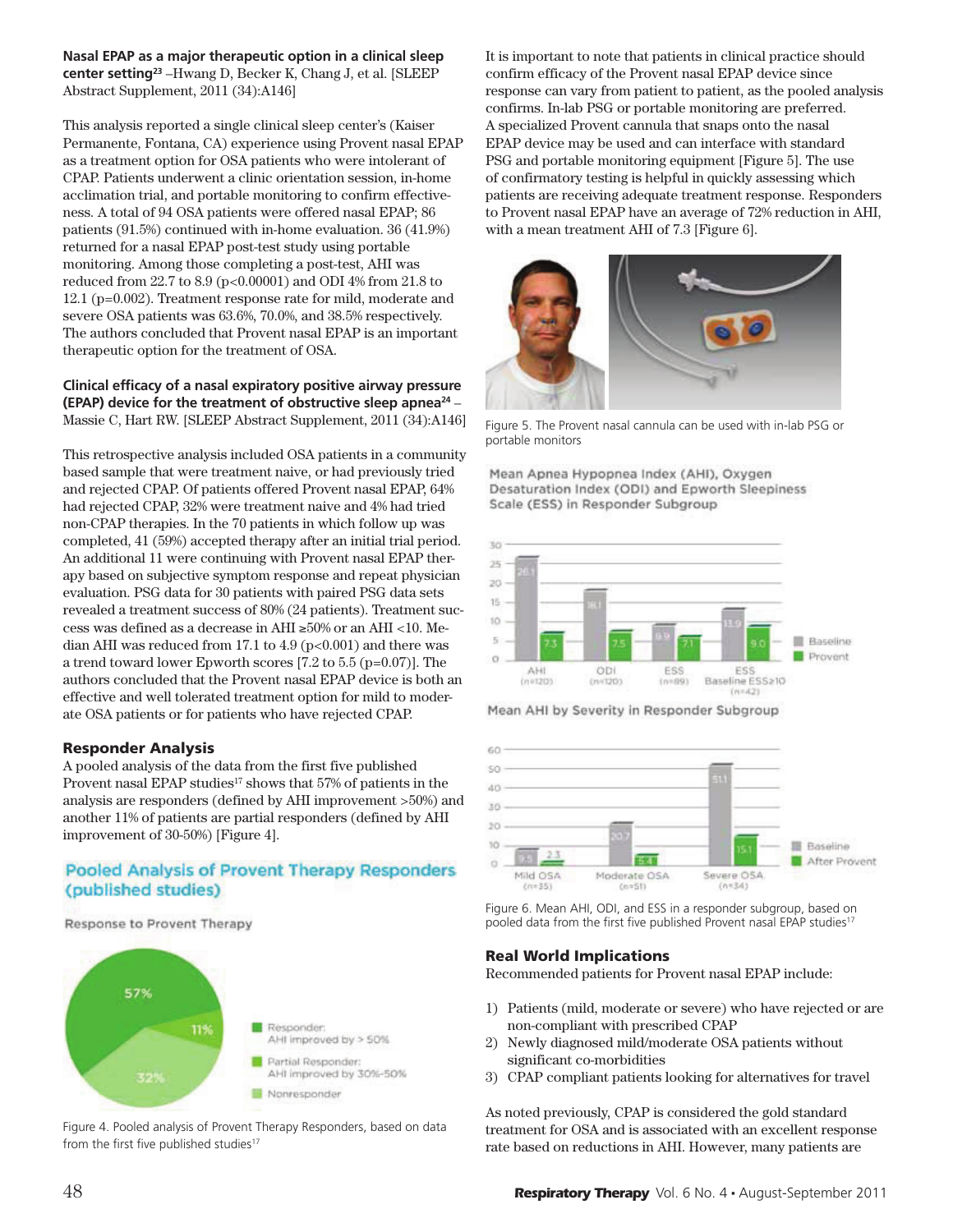**Nasal EPAP as a major therapeutic option in a clinical sleep center setting**[23] –Hwang D, Becker K, Chang J, et al. [SLEEP Abstract Supplement, 2011 (34):A146]

This analysis reported a single clinical sleep center's (Kaiser Permanente, Fontana, CA) experience using Provent nasal EPAP as a treatment option for OSA patients who were intolerant of CPAP. Patients underwent a clinic orientation session, in-home acclimation trial, and portable monitoring to confirm effectiveness. A total of 94 OSA patients were offered nasal EPAP; 86 patients (91.5%) continued with in-home evaluation. 36 (41.9%) returned for a nasal EPAP post-test study using portable monitoring. Among those completing a post-test, AHI was reduced from 22.7 to 8.9 ($p<0.00001$) and ODI 4% from 21.8 to 12.1 ($p=0.002$). Treatment response rate for mild, moderate and severe OSA patients was 63.6%, 70.0%, and 38.5% respectively. The authors concluded that Provent nasal EPAP is an important therapeutic option for the treatment of OSA.

**Clinical efficacy of a nasal expiratory positive airway pressure (EPAP) device for the treatment of obstructive sleep apnea**[24] – Massie C, Hart RW. [SLEEP Abstract Supplement, 2011 (34):A146]

This retrospective analysis included OSA patients in a community based sample that were treatment naive, or had previously tried and rejected CPAP. Of patients offered Provent nasal EPAP, 64% had rejected CPAP, 32% were treatment naive and 4% had tried non-CPAP therapies. In the 70 patients in which follow up was completed, 41 (59%) accepted therapy after an initial trial period. An additional 11 were continuing with Provent nasal EPAP therapy based on subjective symptom response and repeat physician evaluation. PSG data for 30 patients with paired PSG data sets revealed a treatment success of 80% (24 patients). Treatment success was defined as a decrease in AHI ≥50% or an AHI <10. Median AHI was reduced from 17.1 to 4.9 ($p<0.001$) and there was a trend toward lower Epworth scores [7.2 to 5.5 ($p=0.07$)]. The authors concluded that the Provent nasal EPAP device is both an effective and well tolerated treatment option for mild to moderate OSA patients or for patients who have rejected CPAP.

## Responder Analysis

A pooled analysis of the data from the first five published Provent nasal EPAP studies[17] shows that 57% of patients in the analysis are responders (defined by AHI improvement >50%) and another 11% of patients are partial responders (defined by AHI improvement of 30-50%) [Figure 4].

**Pooled Analysis of Provent Therapy Responders (published studies)**

Response to Provent Therapy

| Category | Percentage |
|---|---|
| Responder: AHI improved by > 50% | 57% |
| Partial Responder: AHI improved by 30%-50% | 11% |
| Nonresponder | 32% |

Figure 4. Pooled analysis of Provent Therapy Responders, based on data from the first five published studies[17]

It is important to note that patients in clinical practice should confirm efficacy of the Provent nasal EPAP device since response can vary from patient to patient, as the pooled analysis confirms. In-lab PSG or portable monitoring are preferred. A specialized Provent cannula that snaps onto the nasal EPAP device may be used and can interface with standard PSG and portable monitoring equipment [Figure 5]. The use of confirmatory testing is helpful in quickly assessing which patients are receiving adequate treatment response. Responders to Provent nasal EPAP have an average of 72% reduction in AHI, with a mean treatment AHI of 7.3 [Figure 6].

Figure 5. The Provent nasal cannula can be used with in-lab PSG or portable monitors

Mean Apnea Hypopnea Index (AHI), Oxygen Desaturation Index (ODI) and Epworth Sleepiness Scale (ESS) in Responder Subgroup

| Measure | Baseline | Provent |
|---|---|---|
| AHI (n=120) | 26.1 | 7.3 |
| ODI (n=120) | 18.1 | 7.5 |
| ESS (n=89) | 9.9 | 7.1 |
| ESS Baseline ESS≥10 (n=42) | 13.9 | 9.0 |

Mean AHI by Severity in Responder Subgroup

| Severity | Baseline | After Provent |
|---|---|---|
| Mild OSA (n=35) | 9.5 | 2.3 |
| Moderate OSA (n=51) | 20.7 | 5.4 |
| Severe OSA (n=34) | 51.1 | 15.1 |

Figure 6. Mean AHI, ODI, and ESS in a responder subgroup, based on pooled data from the first five published Provent nasal EPAP studies[17]

## Real World Implications

Recommended patients for Provent nasal EPAP include:

1) Patients (mild, moderate or severe) who have rejected or are non-compliant with prescribed CPAP
2) Newly diagnosed mild/moderate OSA patients without significant co-morbidities
3) CPAP compliant patients looking for alternatives for travel

As noted previously, CPAP is considered the gold standard treatment for OSA and is associated with an excellent response rate based on reductions in AHI. However, many patients are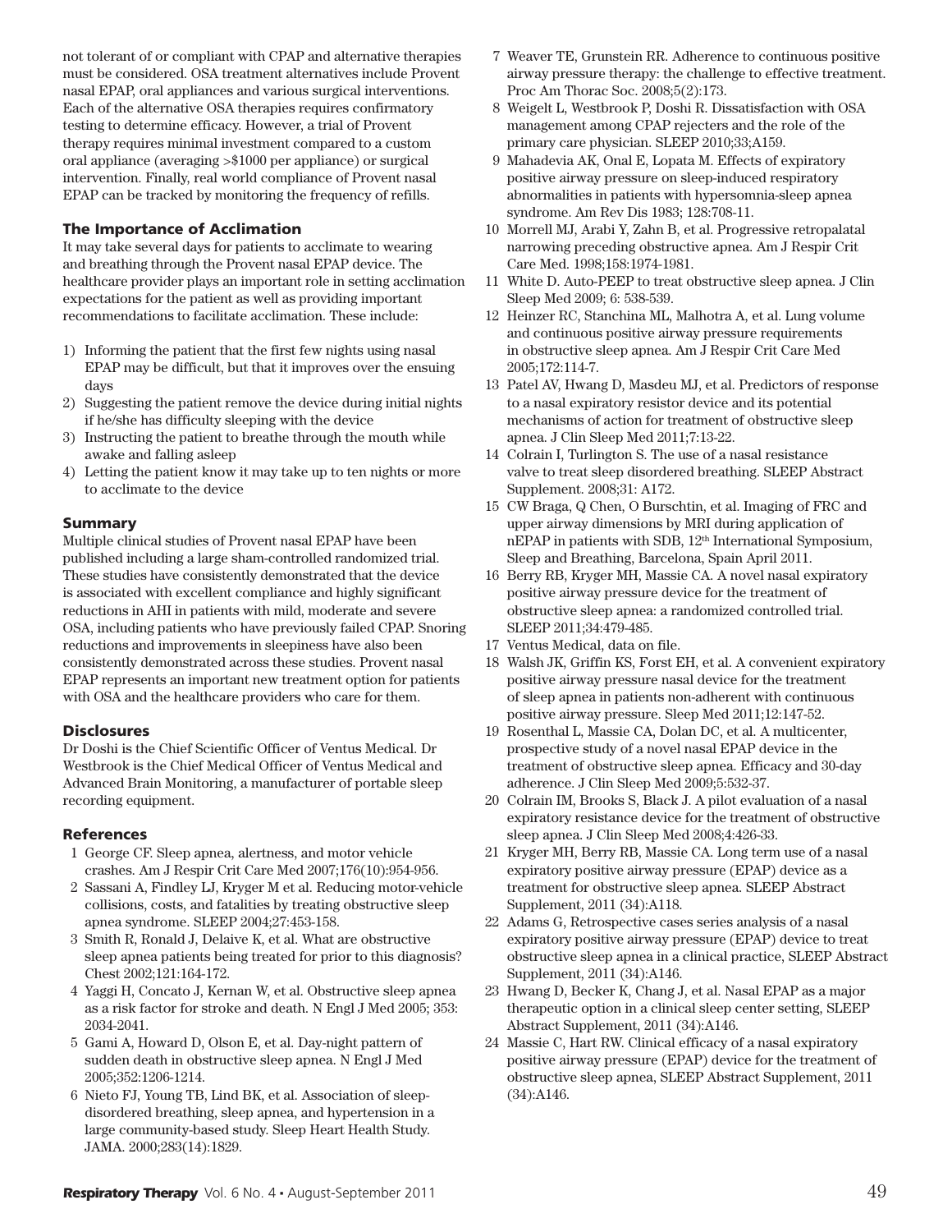not tolerant of or compliant with CPAP and alternative therapies must be considered. OSA treatment alternatives include Provent nasal EPAP, oral appliances and various surgical interventions. Each of the alternative OSA therapies requires confirmatory testing to determine efficacy. However, a trial of Provent therapy requires minimal investment compared to a custom oral appliance (averaging >$1000 per appliance) or surgical intervention. Finally, real world compliance of Provent nasal EPAP can be tracked by monitoring the frequency of refills.

### The Importance of Acclimation

It may take several days for patients to acclimate to wearing and breathing through the Provent nasal EPAP device. The healthcare provider plays an important role in setting acclimation expectations for the patient as well as providing important recommendations to facilitate acclimation. These include:

1) Informing the patient that the first few nights using nasal EPAP may be difficult, but that it improves over the ensuing days
2) Suggesting the patient remove the device during initial nights if he/she has difficulty sleeping with the device
3) Instructing the patient to breathe through the mouth while awake and falling asleep
4) Letting the patient know it may take up to ten nights or more to acclimate to the device

### Summary

Multiple clinical studies of Provent nasal EPAP have been published including a large sham-controlled randomized trial. These studies have consistently demonstrated that the device is associated with excellent compliance and highly significant reductions in AHI in patients with mild, moderate and severe OSA, including patients who have previously failed CPAP. Snoring reductions and improvements in sleepiness have also been consistently demonstrated across these studies. Provent nasal EPAP represents an important new treatment option for patients with OSA and the healthcare providers who care for them.

### Disclosures

Dr Doshi is the Chief Scientific Officer of Ventus Medical. Dr Westbrook is the Chief Medical Officer of Ventus Medical and Advanced Brain Monitoring, a manufacturer of portable sleep recording equipment.

### References

1 George CF. Sleep apnea, alertness, and motor vehicle crashes. Am J Respir Crit Care Med 2007;176(10):954-956.
2 Sassani A, Findley LJ, Kryger M et al. Reducing motor-vehicle collisions, costs, and fatalities by treating obstructive sleep apnea syndrome. SLEEP 2004;27:453-158.
3 Smith R, Ronald J, Delaive K, et al. What are obstructive sleep apnea patients being treated for prior to this diagnosis? Chest 2002;121:164-172.
4 Yaggi H, Concato J, Kernan W, et al. Obstructive sleep apnea as a risk factor for stroke and death. N Engl J Med 2005; 353: 2034-2041.
5 Gami A, Howard D, Olson E, et al. Day-night pattern of sudden death in obstructive sleep apnea. N Engl J Med 2005;352:1206-1214.
6 Nieto FJ, Young TB, Lind BK, et al. Association of sleep-disordered breathing, sleep apnea, and hypertension in a large community-based study. Sleep Heart Health Study. JAMA. 2000;283(14):1829.
7 Weaver TE, Grunstein RR. Adherence to continuous positive airway pressure therapy: the challenge to effective treatment. Proc Am Thorac Soc. 2008;5(2):173.
8 Weigelt L, Westbrook P, Doshi R. Dissatisfaction with OSA management among CPAP rejecters and the role of the primary care physician. SLEEP 2010;33;A159.
9 Mahadevia AK, Onal E, Lopata M. Effects of expiratory positive airway pressure on sleep-induced respiratory abnormalities in patients with hypersomnia-sleep apnea syndrome. Am Rev Dis 1983; 128:708-11.
10 Morrell MJ, Arabi Y, Zahn B, et al. Progressive retropalatal narrowing preceding obstructive apnea. Am J Respir Crit Care Med. 1998;158:1974-1981.
11 White D. Auto-PEEP to treat obstructive sleep apnea. J Clin Sleep Med 2009; 6: 538-539.
12 Heinzer RC, Stanchina ML, Malhotra A, et al. Lung volume and continuous positive airway pressure requirements in obstructive sleep apnea. Am J Respir Crit Care Med 2005;172:114-7.
13 Patel AV, Hwang D, Masdeu MJ, et al. Predictors of response to a nasal expiratory resistor device and its potential mechanisms of action for treatment of obstructive sleep apnea. J Clin Sleep Med 2011;7:13-22.
14 Colrain I, Turlington S. The use of a nasal resistance valve to treat sleep disordered breathing. SLEEP Abstract Supplement. 2008;31: A172.
15 CW Braga, Q Chen, O Burschtin, et al. Imaging of FRC and upper airway dimensions by MRI during application of nEPAP in patients with SDB, 12th International Symposium, Sleep and Breathing, Barcelona, Spain April 2011.
16 Berry RB, Kryger MH, Massie CA. A novel nasal expiratory positive airway pressure device for the treatment of obstructive sleep apnea: a randomized controlled trial. SLEEP 2011;34:479-485.
17 Ventus Medical, data on file.
18 Walsh JK, Griffin KS, Forst EH, et al. A convenient expiratory positive airway pressure nasal device for the treatment of sleep apnea in patients non-adherent with continuous positive airway pressure. Sleep Med 2011;12:147-52.
19 Rosenthal L, Massie CA, Dolan DC, et al. A multicenter, prospective study of a novel nasal EPAP device in the treatment of obstructive sleep apnea. Efficacy and 30-day adherence. J Clin Sleep Med 2009;5:532-37.
20 Colrain IM, Brooks S, Black J. A pilot evaluation of a nasal expiratory resistance device for the treatment of obstructive sleep apnea. J Clin Sleep Med 2008;4:426-33.
21 Kryger MH, Berry RB, Massie CA. Long term use of a nasal expiratory positive airway pressure (EPAP) device as a treatment for obstructive sleep apnea. SLEEP Abstract Supplement, 2011 (34):A118.
22 Adams G, Retrospective cases series analysis of a nasal expiratory positive airway pressure (EPAP) device to treat obstructive sleep apnea in a clinical practice, SLEEP Abstract Supplement, 2011 (34):A146.
23 Hwang D, Becker K, Chang J, et al. Nasal EPAP as a major therapeutic option in a clinical sleep center setting, SLEEP Abstract Supplement, 2011 (34):A146.
24 Massie C, Hart RW. Clinical efficacy of a nasal expiratory positive airway pressure (EPAP) device for the treatment of obstructive sleep apnea, SLEEP Abstract Supplement, 2011 (34):A146.